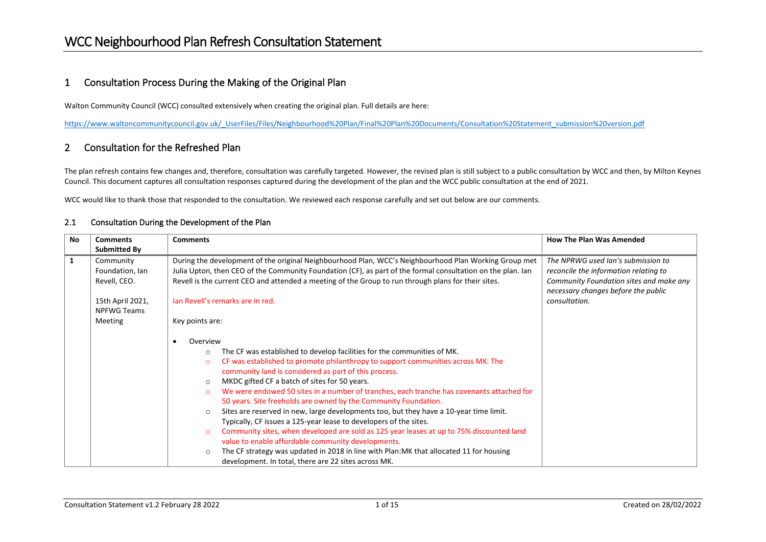# WCC Neighbourhood Plan Refresh Consultation Statement

## 1 Consultation Process During the Making of the Original Plan

Walton Community Council (WCC) consulted extensively when creating the original plan. Full details are here:

https://www.waltoncommunitycouncil.gov.uk/_UserFiles/Files/Neighbourhood%20Plan/Final%20Plan%20Documents/Consultation%20Statement_submission%20version.pdf

## 2 Consultation for the Refreshed Plan

The plan refresh contains few changes and, therefore, consultation was carefully targeted. However, the revised plan is still subject to a public consultation by WCC and then, by Milton Keynes Council. This document captures all consultation responses captured during the development of the plan and the WCC public consultation at the end of 2021.

WCC would like to thank those that responded to the consultation. We reviewed each response carefully and set out below are our comments.

### 2.1 Consultation During the Development of the Plan

| No | Comments Submitted By | Comments | How The Plan Was Amended |
|---|---|---|---|
| **1** | Community Foundation, Ian Revell, CEO.<br><br>15th April 2021, NPFWG Teams Meeting | During the development of the original Neighbourhood Plan, WCC's Neighbourhood Plan Working Group met Julia Upton, then CEO of the Community Foundation (CF), as part of the formal consultation on the plan. Ian Revell is the current CEO and attended a meeting of the Group to run through plans for their sites.<br><br>Ian Revell's remarks are in red.<br><br>Key points are:<br><br>• Overview<br>  ○ The CF was established to develop facilities for the communities of MK.<br>  ○ CF was established to promote philanthropy to support communities across MK. The community land is considered as part of this process.<br>  ○ MKDC gifted CF a batch of sites for 50 years.<br>  ○ We were endowed 50 sites in a number of tranches, each tranche has covenants attached for 50 years. Site freeholds are owned by the Community Foundation.<br>  ○ Sites are reserved in new, large developments too, but they have a 10-year time limit. Typically, CF issues a 125-year lease to developers of the sites.<br>  ○ Community sites, when developed are sold as 125 year leases at up to 75% discounted land value to enable affordable community developments.<br>  ○ The CF strategy was updated in 2018 in line with Plan:MK that allocated 11 for housing development. In total, there are 22 sites across MK. | *The NPRWG used Ian's submission to reconcile the information relating to Community Foundation sites and make any necessary changes before the public consultation.* |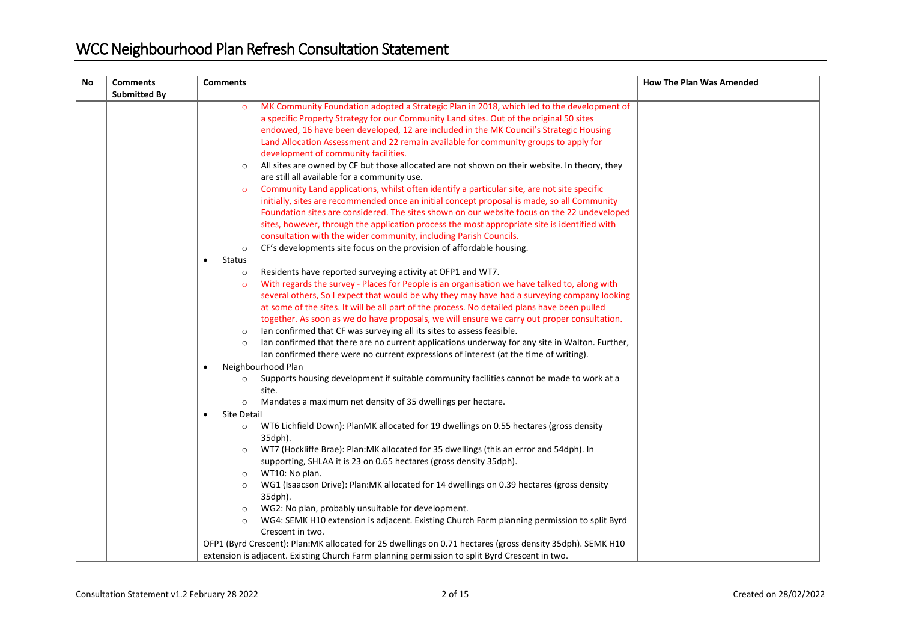| No | Comments Submitted By | Comments | How The Plan Was Amended |
|---|---|---|---|
| | | ◦ MK Community Foundation adopted a Strategic Plan in 2018, which led to the development of a specific Property Strategy for our Community Land sites. Out of the original 50 sites endowed, 16 have been developed, 12 are included in the MK Council's Strategic Housing Land Allocation Assessment and 22 remain available for community groups to apply for development of community facilities.<br>◦ All sites are owned by CF but those allocated are not shown on their website. In theory, they are still all available for a community use.<br>◦ Community Land applications, whilst often identify a particular site, are not site specific initially, sites are recommended once an initial concept proposal is made, so all Community Foundation sites are considered. The sites shown on our website focus on the 22 undeveloped sites, however, through the application process the most appropriate site is identified with consultation with the wider community, including Parish Councils.<br>◦ CF's developments site focus on the provision of affordable housing.<br>• Status<br>◦ Residents have reported surveying activity at OFP1 and WT7.<br>◦ With regards the survey - Places for People is an organisation we have talked to, along with several others, So I expect that would be why they may have had a surveying company looking at some of the sites. It will be all part of the process. No detailed plans have been pulled together. As soon as we do have proposals, we will ensure we carry out proper consultation.<br>◦ Ian confirmed that CF was surveying all its sites to assess feasible.<br>◦ Ian confirmed that there are no current applications underway for any site in Walton. Further, Ian confirmed there were no current expressions of interest (at the time of writing).<br>• Neighbourhood Plan<br>◦ Supports housing development if suitable community facilities cannot be made to work at a site.<br>◦ Mandates a maximum net density of 35 dwellings per hectare.<br>• Site Detail<br>◦ WT6 Lichfield Down): PlanMK allocated for 19 dwellings on 0.55 hectares (gross density 35dph).<br>◦ WT7 (Hockliffe Brae): Plan:MK allocated for 35 dwellings (this an error and 54dph). In supporting, SHLAA it is 23 on 0.65 hectares (gross density 35dph).<br>◦ WT10: No plan.<br>◦ WG1 (Isaacson Drive): Plan:MK allocated for 14 dwellings on 0.39 hectares (gross density 35dph).<br>◦ WG2: No plan, probably unsuitable for development.<br>◦ WG4: SEMK H10 extension is adjacent. Existing Church Farm planning permission to split Byrd Crescent in two.<br>OFP1 (Byrd Crescent): Plan:MK allocated for 25 dwellings on 0.71 hectares (gross density 35dph). SEMK H10 extension is adjacent. Existing Church Farm planning permission to split Byrd Crescent in two. | |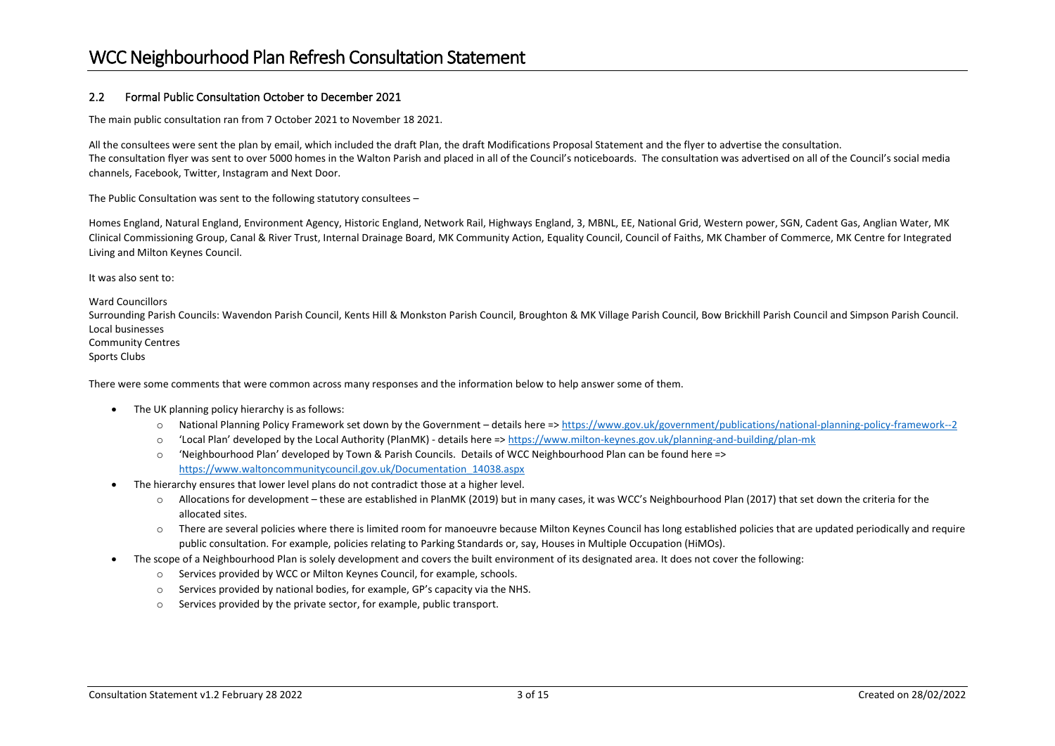## 2.2 Formal Public Consultation October to December 2021

The main public consultation ran from 7 October 2021 to November 18 2021.

All the consultees were sent the plan by email, which included the draft Plan, the draft Modifications Proposal Statement and the flyer to advertise the consultation.
The consultation flyer was sent to over 5000 homes in the Walton Parish and placed in all of the Council's noticeboards. The consultation was advertised on all of the Council's social media channels, Facebook, Twitter, Instagram and Next Door.

The Public Consultation was sent to the following statutory consultees –

Homes England, Natural England, Environment Agency, Historic England, Network Rail, Highways England, 3, MBNL, EE, National Grid, Western power, SGN, Cadent Gas, Anglian Water, MK Clinical Commissioning Group, Canal & River Trust, Internal Drainage Board, MK Community Action, Equality Council, Council of Faiths, MK Chamber of Commerce, MK Centre for Integrated Living and Milton Keynes Council.

It was also sent to:

Ward Councillors
Surrounding Parish Councils: Wavendon Parish Council, Kents Hill & Monkston Parish Council, Broughton & MK Village Parish Council, Bow Brickhill Parish Council and Simpson Parish Council.
Local businesses
Community Centres
Sports Clubs

There were some comments that were common across many responses and the information below to help answer some of them.

- The UK planning policy hierarchy is as follows:
  - National Planning Policy Framework set down by the Government – details here => https://www.gov.uk/government/publications/national-planning-policy-framework--2
  - 'Local Plan' developed by the Local Authority (PlanMK) - details here => https://www.milton-keynes.gov.uk/planning-and-building/plan-mk
  - 'Neighbourhood Plan' developed by Town & Parish Councils. Details of WCC Neighbourhood Plan can be found here => https://www.waltoncommunitycouncil.gov.uk/Documentation_14038.aspx
- The hierarchy ensures that lower level plans do not contradict those at a higher level.
  - Allocations for development – these are established in PlanMK (2019) but in many cases, it was WCC's Neighbourhood Plan (2017) that set down the criteria for the allocated sites.
  - There are several policies where there is limited room for manoeuvre because Milton Keynes Council has long established policies that are updated periodically and require public consultation. For example, policies relating to Parking Standards or, say, Houses in Multiple Occupation (HiMOs).
- The scope of a Neighbourhood Plan is solely development and covers the built environment of its designated area. It does not cover the following:
  - Services provided by WCC or Milton Keynes Council, for example, schools.
  - Services provided by national bodies, for example, GP's capacity via the NHS.
  - Services provided by the private sector, for example, public transport.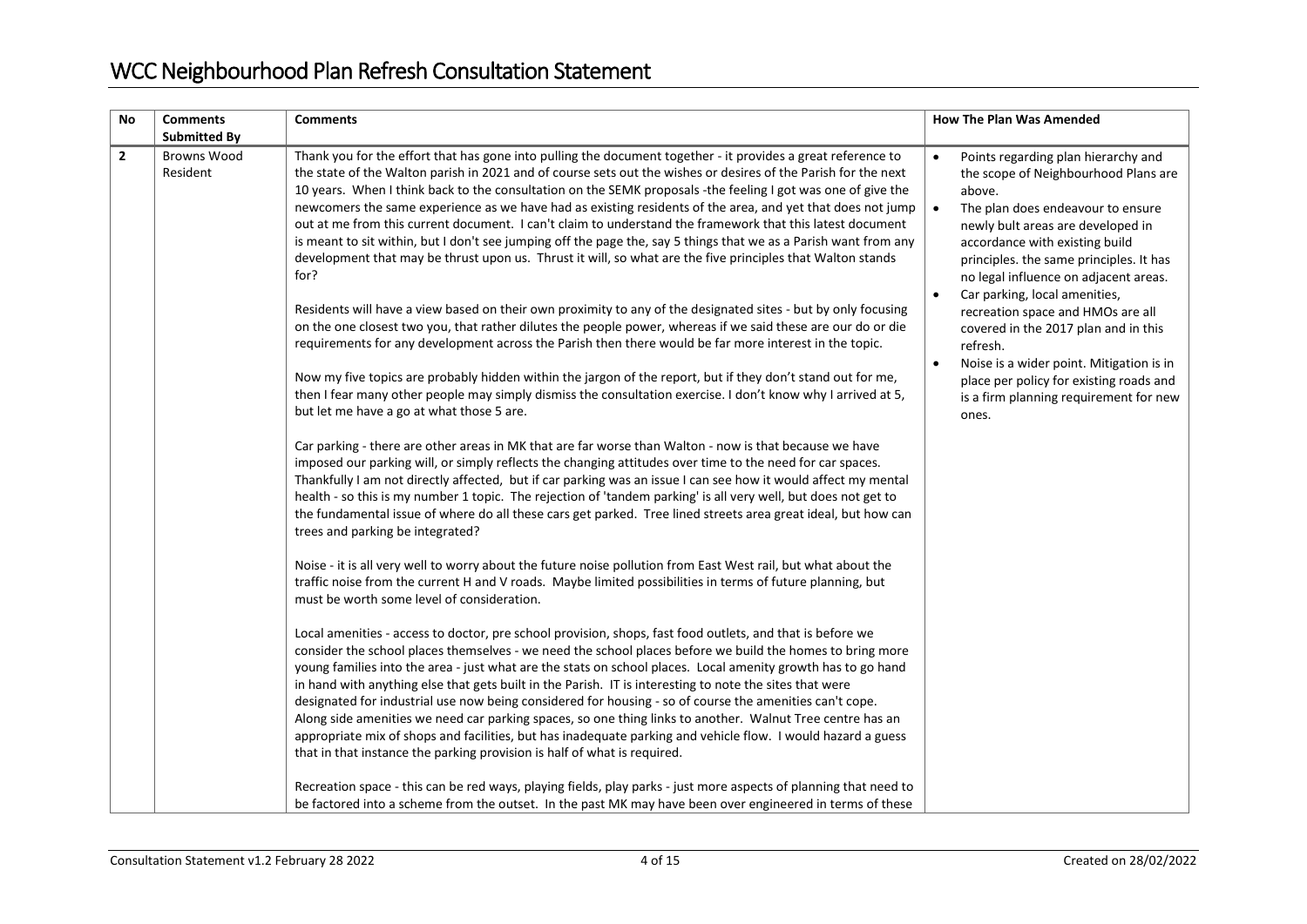| No | Comments Submitted By | Comments | How The Plan Was Amended |
|---|---|---|---|
| **2** | Browns Wood Resident | Thank you for the effort that has gone into pulling the document together - it provides a great reference to the state of the Walton parish in 2021 and of course sets out the wishes or desires of the Parish for the next 10 years. When I think back to the consultation on the SEMK proposals -the feeling I got was one of give the newcomers the same experience as we have had as existing residents of the area, and yet that does not jump out at me from this current document. I can't claim to understand the framework that this latest document is meant to sit within, but I don't see jumping off the page the, say 5 things that we as a Parish want from any development that may be thrust upon us. Thrust it will, so what are the five principles that Walton stands for?<br><br>Residents will have a view based on their own proximity to any of the designated sites - but by only focusing on the one closest two you, that rather dilutes the people power, whereas if we said these are our do or die requirements for any development across the Parish then there would be far more interest in the topic.<br><br>Now my five topics are probably hidden within the jargon of the report, but if they don't stand out for me, then I fear many other people may simply dismiss the consultation exercise. I don't know why I arrived at 5, but let me have a go at what those 5 are.<br><br>Car parking - there are other areas in MK that are far worse than Walton - now is that because we have imposed our parking will, or simply reflects the changing attitudes over time to the need for car spaces. Thankfully I am not directly affected, but if car parking was an issue I can see how it would affect my mental health - so this is my number 1 topic. The rejection of 'tandem parking' is all very well, but does not get to the fundamental issue of where do all these cars get parked. Tree lined streets area great ideal, but how can trees and parking be integrated?<br><br>Noise - it is all very well to worry about the future noise pollution from East West rail, but what about the traffic noise from the current H and V roads. Maybe limited possibilities in terms of future planning, but must be worth some level of consideration.<br><br>Local amenities - access to doctor, pre school provision, shops, fast food outlets, and that is before we consider the school places themselves - we need the school places before we build the homes to bring more young families into the area - just what are the stats on school places. Local amenity growth has to go hand in hand with anything else that gets built in the Parish. IT is interesting to note the sites that were designated for industrial use now being considered for housing - so of course the amenities can't cope. Along side amenities we need car parking spaces, so one thing links to another. Walnut Tree centre has an appropriate mix of shops and facilities, but has inadequate parking and vehicle flow. I would hazard a guess that in that instance the parking provision is half of what is required.<br><br>Recreation space - this can be red ways, playing fields, play parks - just more aspects of planning that need to be factored into a scheme from the outset. In the past MK may have been over engineered in terms of these | • Points regarding plan hierarchy and the scope of Neighbourhood Plans are above.<br>• The plan does endeavour to ensure newly bult areas are developed in accordance with existing build principles. the same principles. It has no legal influence on adjacent areas.<br>• Car parking, local amenities, recreation space and HMOs are all covered in the 2017 plan and in this refresh.<br>• Noise is a wider point. Mitigation is in place per policy for existing roads and is a firm planning requirement for new ones. |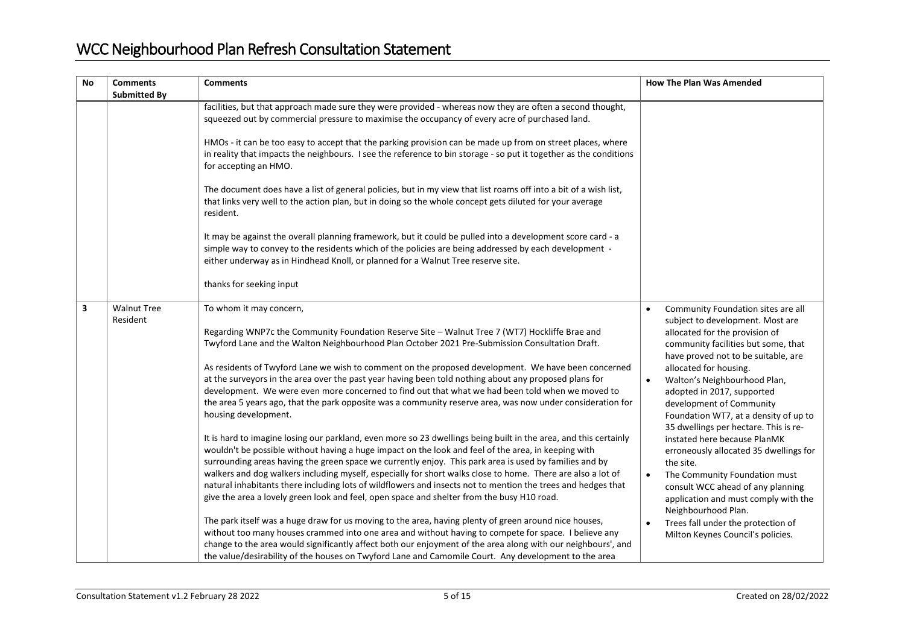| No | Comments Submitted By | Comments | How The Plan Was Amended |
|---|---|---|---|
| | | facilities, but that approach made sure they were provided - whereas now they are often a second thought, squeezed out by commercial pressure to maximise the occupancy of every acre of purchased land.<br><br>HMOs - it can be too easy to accept that the parking provision can be made up from on street places, where in reality that impacts the neighbours. I see the reference to bin storage - so put it together as the conditions for accepting an HMO.<br><br>The document does have a list of general policies, but in my view that list roams off into a bit of a wish list, that links very well to the action plan, but in doing so the whole concept gets diluted for your average resident.<br><br>It may be against the overall planning framework, but it could be pulled into a development score card - a simple way to convey to the residents which of the policies are being addressed by each development - either underway as in Hindhead Knoll, or planned for a Walnut Tree reserve site.<br><br>thanks for seeking input | |
| 3 | Walnut Tree Resident | To whom it may concern,<br><br>Regarding WNP7c the Community Foundation Reserve Site – Walnut Tree 7 (WT7) Hockliffe Brae and Twyford Lane and the Walton Neighbourhood Plan October 2021 Pre-Submission Consultation Draft.<br><br>As residents of Twyford Lane we wish to comment on the proposed development. We have been concerned at the surveyors in the area over the past year having been told nothing about any proposed plans for development. We were even more concerned to find out that what we had been told when we moved to the area 5 years ago, that the park opposite was a community reserve area, was now under consideration for housing development.<br><br>It is hard to imagine losing our parkland, even more so 23 dwellings being built in the area, and this certainly wouldn't be possible without having a huge impact on the look and feel of the area, in keeping with surrounding areas having the green space we currently enjoy. This park area is used by families and by walkers and dog walkers including myself, especially for short walks close to home. There are also a lot of natural inhabitants there including lots of wildflowers and insects not to mention the trees and hedges that give the area a lovely green look and feel, open space and shelter from the busy H10 road.<br><br>The park itself was a huge draw for us moving to the area, having plenty of green around nice houses, without too many houses crammed into one area and without having to compete for space. I believe any change to the area would significantly affect both our enjoyment of the area along with our neighbours', and the value/desirability of the houses on Twyford Lane and Camomile Court. Any development to the area | • Community Foundation sites are all subject to development. Most are allocated for the provision of community facilities but some, that have proved not to be suitable, are allocated for housing.<br>• Walton's Neighbourhood Plan, adopted in 2017, supported development of Community Foundation WT7, at a density of up to 35 dwellings per hectare. This is re-instated here because PlanMK erroneously allocated 35 dwellings for the site.<br>• The Community Foundation must consult WCC ahead of any planning application and must comply with the Neighbourhood Plan.<br>• Trees fall under the protection of Milton Keynes Council's policies. |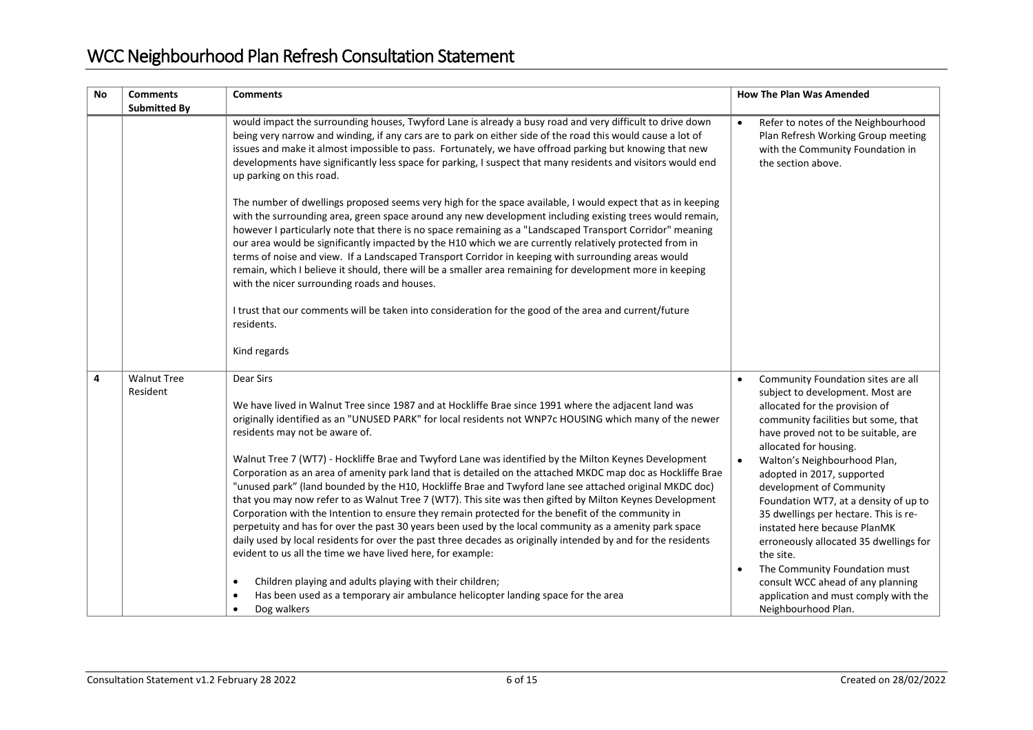| No | Comments Submitted By | Comments | How The Plan Was Amended |
|---|---|---|---|
| | | would impact the surrounding houses, Twyford Lane is already a busy road and very difficult to drive down being very narrow and winding, if any cars are to park on either side of the road this would cause a lot of issues and make it almost impossible to pass. Fortunately, we have offroad parking but knowing that new developments have significantly less space for parking, I suspect that many residents and visitors would end up parking on this road.<br><br>The number of dwellings proposed seems very high for the space available, I would expect that as in keeping with the surrounding area, green space around any new development including existing trees would remain, however I particularly note that there is no space remaining as a "Landscaped Transport Corridor" meaning our area would be significantly impacted by the H10 which we are currently relatively protected from in terms of noise and view. If a Landscaped Transport Corridor in keeping with surrounding areas would remain, which I believe it should, there will be a smaller area remaining for development more in keeping with the nicer surrounding roads and houses.<br><br>I trust that our comments will be taken into consideration for the good of the area and current/future residents.<br><br>Kind regards | • Refer to notes of the Neighbourhood Plan Refresh Working Group meeting with the Community Foundation in the section above. |
| 4 | Walnut Tree Resident | Dear Sirs<br><br>We have lived in Walnut Tree since 1987 and at Hockliffe Brae since 1991 where the adjacent land was originally identified as an "UNUSED PARK" for local residents not WNP7c HOUSING which many of the newer residents may not be aware of.<br><br>Walnut Tree 7 (WT7) - Hockliffe Brae and Twyford Lane was identified by the Milton Keynes Development Corporation as an area of amenity park land that is detailed on the attached MKDC map doc as Hockliffe Brae "unused park" (land bounded by the H10, Hockliffe Brae and Twyford lane see attached original MKDC doc) that you may now refer to as Walnut Tree 7 (WT7). This site was then gifted by Milton Keynes Development Corporation with the Intention to ensure they remain protected for the benefit of the community in perpetuity and has for over the past 30 years been used by the local community as a amenity park space daily used by local residents for over the past three decades as originally intended by and for the residents evident to us all the time we have lived here, for example:<br><br>• Children playing and adults playing with their children;<br>• Has been used as a temporary air ambulance helicopter landing space for the area<br>• Dog walkers | • Community Foundation sites are all subject to development. Most are allocated for the provision of community facilities but some, that have proved not to be suitable, are allocated for housing.<br>• Walton's Neighbourhood Plan, adopted in 2017, supported development of Community Foundation WT7, at a density of up to 35 dwellings per hectare. This is re-instated here because PlanMK erroneously allocated 35 dwellings for the site.<br>• The Community Foundation must consult WCC ahead of any planning application and must comply with the Neighbourhood Plan. |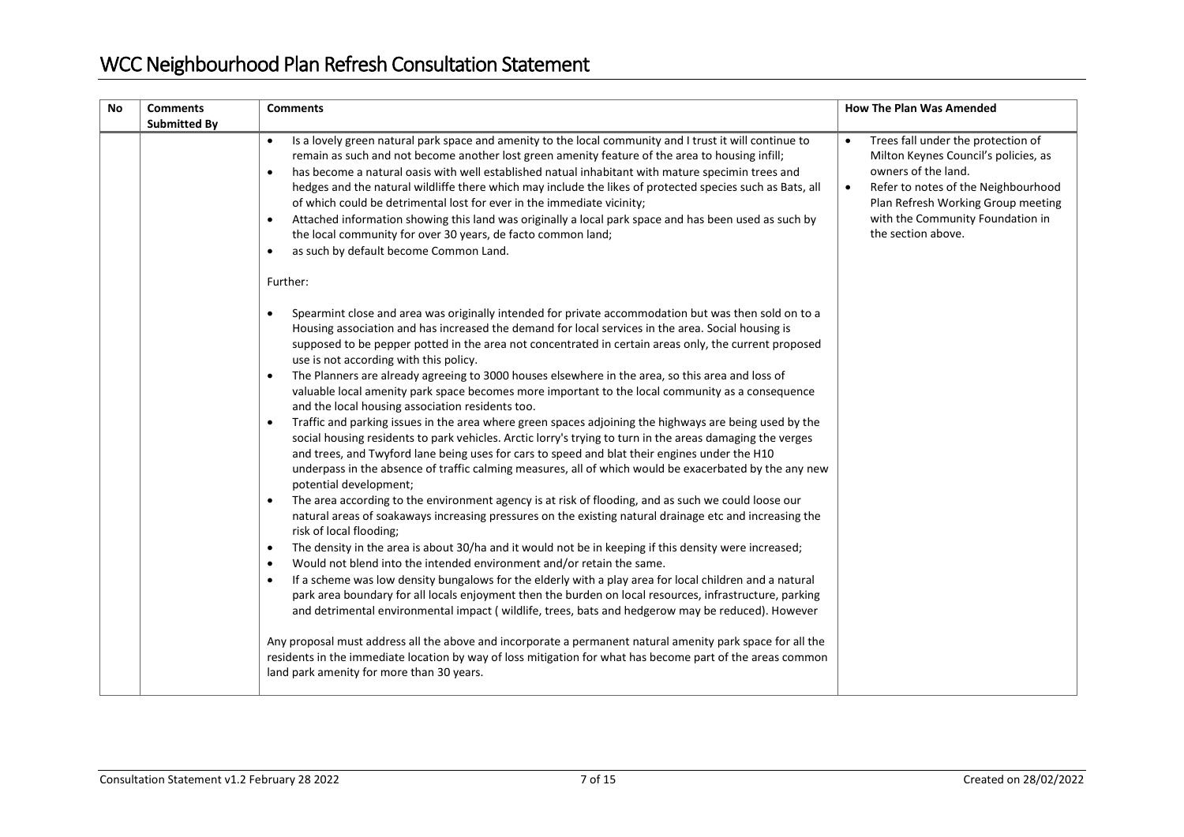| No | Comments Submitted By | Comments | How The Plan Was Amended |
|---|---|---|---|
| | | • Is a lovely green natural park space and amenity to the local community and I trust it will continue to remain as such and not become another lost green amenity feature of the area to housing infill;<br>• has become a natural oasis with well established natual inhabitant with mature specimin trees and hedges and the natural wildliffe there which may include the likes of protected species such as Bats, all of which could be detrimental lost for ever in the immediate vicinity;<br>• Attached information showing this land was originally a local park space and has been used as such by the local community for over 30 years, de facto common land;<br>• as such by default become Common Land.<br><br>Further:<br><br>• Spearmint close and area was originally intended for private accommodation but was then sold on to a Housing association and has increased the demand for local services in the area. Social housing is supposed to be pepper potted in the area not concentrated in certain areas only, the current proposed use is not according with this policy.<br>• The Planners are already agreeing to 3000 houses elsewhere in the area, so this area and loss of valuable local amenity park space becomes more important to the local community as a consequence and the local housing association residents too.<br>• Traffic and parking issues in the area where green spaces adjoining the highways are being used by the social housing residents to park vehicles. Arctic lorry's trying to turn in the areas damaging the verges and trees, and Twyford lane being uses for cars to speed and blat their engines under the H10 underpass in the absence of traffic calming measures, all of which would be exacerbated by the any new potential development;<br>• The area according to the environment agency is at risk of flooding, and as such we could loose our natural areas of soakaways increasing pressures on the existing natural drainage etc and increasing the risk of local flooding;<br>• The density in the area is about 30/ha and it would not be in keeping if this density were increased;<br>• Would not blend into the intended environment and/or retain the same.<br>• If a scheme was low density bungalows for the elderly with a play area for local children and a natural park area boundary for all locals enjoyment then the burden on local resources, infrastructure, parking and detrimental environmental impact ( wildlife, trees, bats and hedgerow may be reduced). However<br><br>Any proposal must address all the above and incorporate a permanent natural amenity park space for all the residents in the immediate location by way of loss mitigation for what has become part of the areas common land park amenity for more than 30 years. | • Trees fall under the protection of Milton Keynes Council's policies, as owners of the land.<br>• Refer to notes of the Neighbourhood Plan Refresh Working Group meeting with the Community Foundation in the section above. |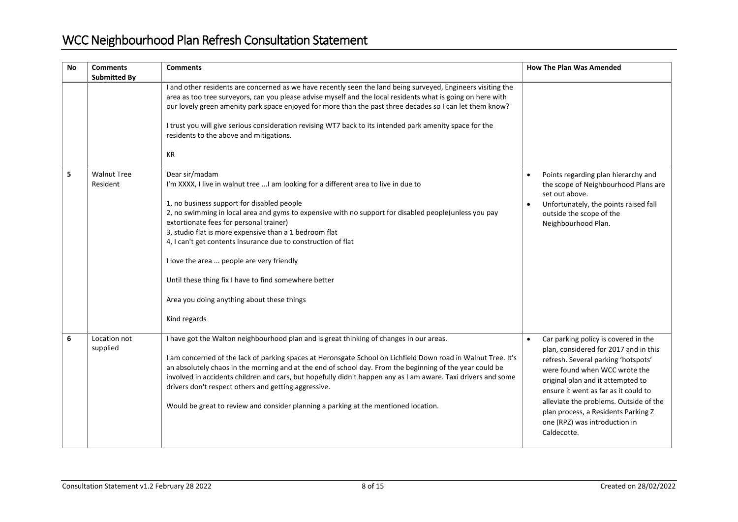| No | Comments Submitted By | Comments | How The Plan Was Amended |
|---|---|---|---|
| | | I and other residents are concerned as we have recently seen the land being surveyed, Engineers visiting the area as too tree surveyors, can you please advise myself and the local residents what is going on here with our lovely green amenity park space enjoyed for more than the past three decades so I can let them know?<br><br>I trust you will give serious consideration revising WT7 back to its intended park amenity space for the residents to the above and mitigations.<br><br>KR | |
| 5 | Walnut Tree Resident | Dear sir/madam<br>I'm XXXX, I live in walnut tree ...I am looking for a different area to live in due to<br><br>1, no business support for disabled people<br>2, no swimming in local area and gyms to expensive with no support for disabled people(unless you pay extortionate fees for personal trainer)<br>3, studio flat is more expensive than a 1 bedroom flat<br>4, I can't get contents insurance due to construction of flat<br><br>I love the area ... people are very friendly<br><br>Until these thing fix I have to find somewhere better<br><br>Area you doing anything about these things<br><br>Kind regards | • Points regarding plan hierarchy and the scope of Neighbourhood Plans are set out above.<br>• Unfortunately, the points raised fall outside the scope of the Neighbourhood Plan. |
| 6 | Location not supplied | I have got the Walton neighbourhood plan and is great thinking of changes in our areas.<br><br>I am concerned of the lack of parking spaces at Heronsgate School on Lichfield Down road in Walnut Tree. It's an absolutely chaos in the morning and at the end of school day. From the beginning of the year could be involved in accidents children and cars, but hopefully didn't happen any as I am aware. Taxi drivers and some drivers don't respect others and getting aggressive.<br><br>Would be great to review and consider planning a parking at the mentioned location. | • Car parking policy is covered in the plan, considered for 2017 and in this refresh. Several parking 'hotspots' were found when WCC wrote the original plan and it attempted to ensure it went as far as it could to alleviate the problems. Outside of the plan process, a Residents Parking Z one (RPZ) was introduction in Caldecotte. |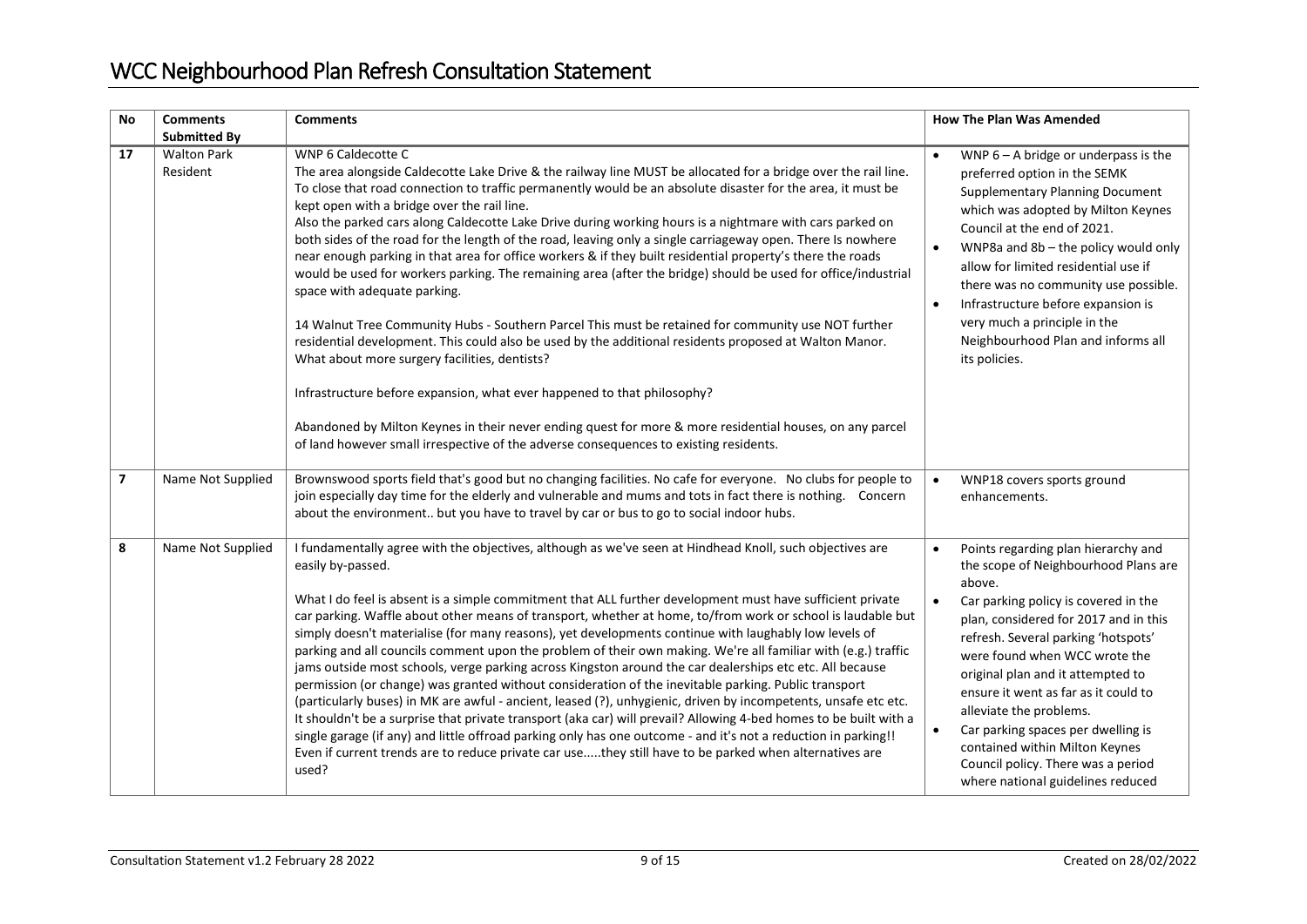| No | Comments Submitted By | Comments | How The Plan Was Amended |
|---|---|---|---|
| 17 | Walton Park Resident | WNP 6 Caldecotte C<br>The area alongside Caldecotte Lake Drive & the railway line MUST be allocated for a bridge over the rail line. To close that road connection to traffic permanently would be an absolute disaster for the area, it must be kept open with a bridge over the rail line.<br>Also the parked cars along Caldecotte Lake Drive during working hours is a nightmare with cars parked on both sides of the road for the length of the road, leaving only a single carriageway open. There Is nowhere near enough parking in that area for office workers & if they built residential property's there the roads would be used for workers parking. The remaining area (after the bridge) should be used for office/industrial space with adequate parking.<br><br>14 Walnut Tree Community Hubs - Southern Parcel This must be retained for community use NOT further residential development. This could also be used by the additional residents proposed at Walton Manor. What about more surgery facilities, dentists?<br><br>Infrastructure before expansion, what ever happened to that philosophy?<br><br>Abandoned by Milton Keynes in their never ending quest for more & more residential houses, on any parcel of land however small irrespective of the adverse consequences to existing residents. | • WNP 6 – A bridge or underpass is the preferred option in the SEMK Supplementary Planning Document which was adopted by Milton Keynes Council at the end of 2021.<br>• WNP8a and 8b – the policy would only allow for limited residential use if there was no community use possible.<br>• Infrastructure before expansion is very much a principle in the Neighbourhood Plan and informs all its policies. |
| 7 | Name Not Supplied | Brownswood sports field that's good but no changing facilities. No cafe for everyone. No clubs for people to join especially day time for the elderly and vulnerable and mums and tots in fact there is nothing. Concern about the environment.. but you have to travel by car or bus to go to social indoor hubs. | • WNP18 covers sports ground enhancements. |
| 8 | Name Not Supplied | I fundamentally agree with the objectives, although as we've seen at Hindhead Knoll, such objectives are easily by-passed.<br><br>What I do feel is absent is a simple commitment that ALL further development must have sufficient private car parking. Waffle about other means of transport, whether at home, to/from work or school is laudable but simply doesn't materialise (for many reasons), yet developments continue with laughably low levels of parking and all councils comment upon the problem of their own making. We're all familiar with (e.g.) traffic jams outside most schools, verge parking across Kingston around the car dealerships etc etc. All because permission (or change) was granted without consideration of the inevitable parking. Public transport (particularly buses) in MK are awful - ancient, leased (?), unhygienic, driven by incompetents, unsafe etc etc. It shouldn't be a surprise that private transport (aka car) will prevail? Allowing 4-bed homes to be built with a single garage (if any) and little offroad parking only has one outcome - and it's not a reduction in parking!! Even if current trends are to reduce private car use.....they still have to be parked when alternatives are used? | • Points regarding plan hierarchy and the scope of Neighbourhood Plans are above.<br>• Car parking policy is covered in the plan, considered for 2017 and in this refresh. Several parking 'hotspots' were found when WCC wrote the original plan and it attempted to ensure it went as far as it could to alleviate the problems.<br>• Car parking spaces per dwelling is contained within Milton Keynes Council policy. There was a period where national guidelines reduced |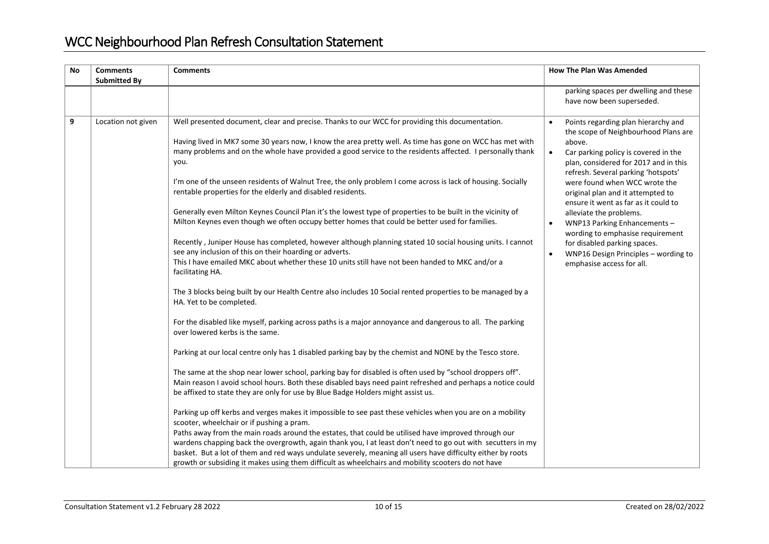| No | Comments Submitted By | Comments | How The Plan Was Amended |
|---|---|---|---|
| | | | parking spaces per dwelling and these have now been superseded. |
| 9 | Location not given | Well presented document, clear and precise. Thanks to our WCC for providing this documentation.<br><br>Having lived in MK7 some 30 years now, I know the area pretty well. As time has gone on WCC has met with many problems and on the whole have provided a good service to the residents affected. I personally thank you.<br><br>I'm one of the unseen residents of Walnut Tree, the only problem I come across is lack of housing. Socially rentable properties for the elderly and disabled residents.<br><br>Generally even Milton Keynes Council Plan it's the lowest type of properties to be built in the vicinity of Milton Keynes even though we often occupy better homes that could be better used for families.<br><br>Recently , Juniper House has completed, however although planning stated 10 social housing units. I cannot see any inclusion of this on their hoarding or adverts.<br>This I have emailed MKC about whether these 10 units still have not been handed to MKC and/or a facilitating HA.<br><br>The 3 blocks being built by our Health Centre also includes 10 Social rented properties to be managed by a HA. Yet to be completed.<br><br>For the disabled like myself, parking across paths is a major annoyance and dangerous to all. The parking over lowered kerbs is the same.<br><br>Parking at our local centre only has 1 disabled parking bay by the chemist and NONE by the Tesco store.<br><br>The same at the shop near lower school, parking bay for disabled is often used by "school droppers off". Main reason I avoid school hours. Both these disabled bays need paint refreshed and perhaps a notice could be affixed to state they are only for use by Blue Badge Holders might assist us.<br><br>Parking up off kerbs and verges makes it impossible to see past these vehicles when you are on a mobility scooter, wheelchair or if pushing a pram.<br>Paths away from the main roads around the estates, that could be utilised have improved through our wardens chapping back the overgrowth, again thank you, I at least don't need to go out with secutters in my basket. But a lot of them and red ways undulate severely, meaning all users have difficulty either by roots growth or subsiding it makes using them difficult as wheelchairs and mobility scooters do not have | • Points regarding plan hierarchy and the scope of Neighbourhood Plans are above.<br>• Car parking policy is covered in the plan, considered for 2017 and in this refresh. Several parking 'hotspots' were found when WCC wrote the original plan and it attempted to ensure it went as far as it could to alleviate the problems.<br>• WNP13 Parking Enhancements – wording to emphasise requirement for disabled parking spaces.<br>• WNP16 Design Principles – wording to emphasise access for all. |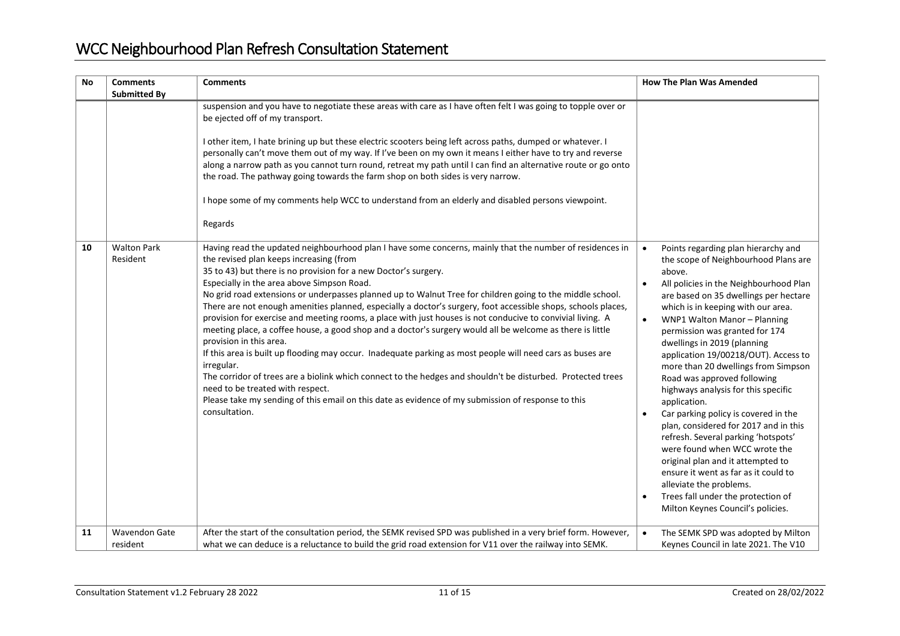| No | Comments Submitted By | Comments | How The Plan Was Amended |
|---|---|---|---|
| | | suspension and you have to negotiate these areas with care as I have often felt I was going to topple over or be ejected off of my transport.<br><br>I other item, I hate brining up but these electric scooters being left across paths, dumped or whatever. I personally can't move them out of my way. If I've been on my own it means I either have to try and reverse along a narrow path as you cannot turn round, retreat my path until I can find an alternative route or go onto the road. The pathway going towards the farm shop on both sides is very narrow.<br><br>I hope some of my comments help WCC to understand from an elderly and disabled persons viewpoint.<br><br>Regards | |
| 10 | Walton Park Resident | Having read the updated neighbourhood plan I have some concerns, mainly that the number of residences in the revised plan keeps increasing (from 35 to 43) but there is no provision for a new Doctor's surgery.<br>Especially in the area above Simpson Road.<br>No grid road extensions or underpasses planned up to Walnut Tree for children going to the middle school.<br>There are not enough amenities planned, especially a doctor's surgery, foot accessible shops, schools places, provision for exercise and meeting rooms, a place with just houses is not conducive to convivial living. A meeting place, a coffee house, a good shop and a doctor's surgery would all be welcome as there is little provision in this area.<br>If this area is built up flooding may occur. Inadequate parking as most people will need cars as buses are irregular.<br>The corridor of trees are a biolink which connect to the hedges and shouldn't be disturbed. Protected trees need to be treated with respect.<br>Please take my sending of this email on this date as evidence of my submission of response to this consultation. | • Points regarding plan hierarchy and the scope of Neighbourhood Plans are above.<br>• All policies in the Neighbourhood Plan are based on 35 dwellings per hectare which is in keeping with our area.<br>• WNP1 Walton Manor – Planning permission was granted for 174 dwellings in 2019 (planning application 19/00218/OUT). Access to more than 20 dwellings from Simpson Road was approved following highways analysis for this specific application.<br>• Car parking policy is covered in the plan, considered for 2017 and in this refresh. Several parking 'hotspots' were found when WCC wrote the original plan and it attempted to ensure it went as far as it could to alleviate the problems.<br>• Trees fall under the protection of Milton Keynes Council's policies. |
| 11 | Wavendon Gate resident | After the start of the consultation period, the SEMK revised SPD was published in a very brief form. However, what we can deduce is a reluctance to build the grid road extension for V11 over the railway into SEMK. | • The SEMK SPD was adopted by Milton Keynes Council in late 2021. The V10 |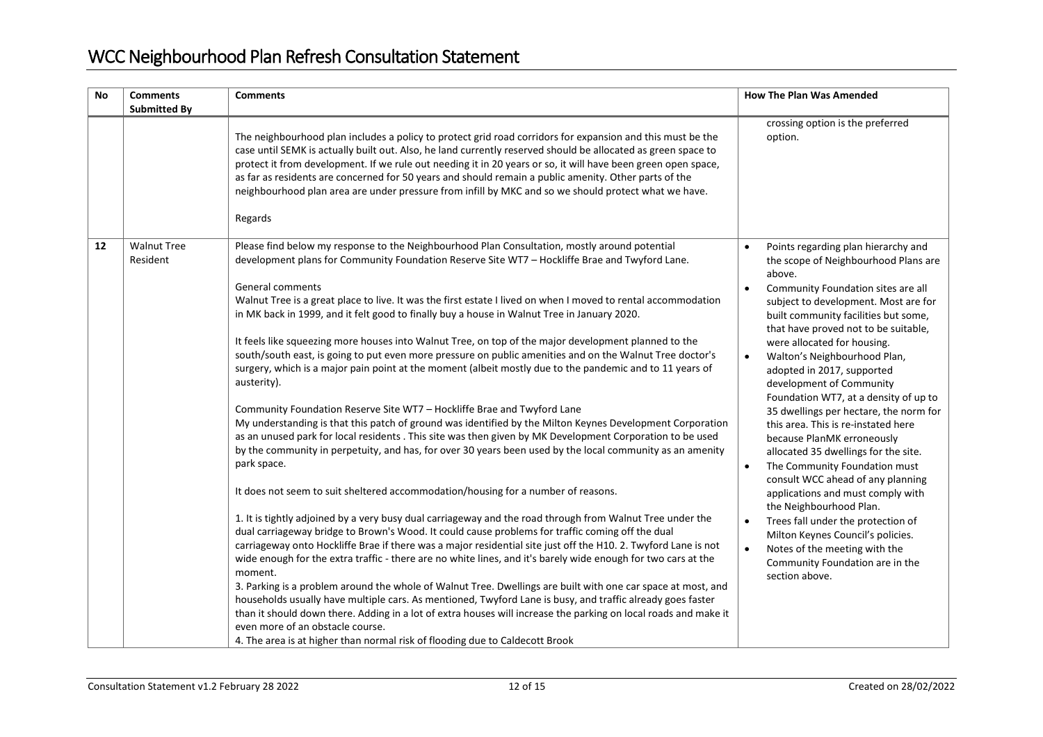| No | Comments Submitted By | Comments | How The Plan Was Amended |
|---|---|---|---|
| | | The neighbourhood plan includes a policy to protect grid road corridors for expansion and this must be the case until SEMK is actually built out. Also, he land currently reserved should be allocated as green space to protect it from development. If we rule out needing it in 20 years or so, it will have been green open space, as far as residents are concerned for 50 years and should remain a public amenity. Other parts of the neighbourhood plan area are under pressure from infill by MKC and so we should protect what we have.<br><br>Regards | crossing option is the preferred option. |
| 12 | Walnut Tree Resident | Please find below my response to the Neighbourhood Plan Consultation, mostly around potential development plans for Community Foundation Reserve Site WT7 – Hockliffe Brae and Twyford Lane.<br><br>General comments<br>Walnut Tree is a great place to live. It was the first estate I lived on when I moved to rental accommodation in MK back in 1999, and it felt good to finally buy a house in Walnut Tree in January 2020.<br><br>It feels like squeezing more houses into Walnut Tree, on top of the major development planned to the south/south east, is going to put even more pressure on public amenities and on the Walnut Tree doctor's surgery, which is a major pain point at the moment (albeit mostly due to the pandemic and to 11 years of austerity).<br><br>Community Foundation Reserve Site WT7 – Hockliffe Brae and Twyford Lane<br>My understanding is that this patch of ground was identified by the Milton Keynes Development Corporation as an unused park for local residents . This site was then given by MK Development Corporation to be used by the community in perpetuity, and has, for over 30 years been used by the local community as an amenity park space.<br><br>It does not seem to suit sheltered accommodation/housing for a number of reasons.<br><br>1. It is tightly adjoined by a very busy dual carriageway and the road through from Walnut Tree under the dual carriageway bridge to Brown's Wood. It could cause problems for traffic coming off the dual carriageway onto Hockliffe Brae if there was a major residential site just off the H10. 2. Twyford Lane is not wide enough for the extra traffic - there are no white lines, and it's barely wide enough for two cars at the moment.<br>3. Parking is a problem around the whole of Walnut Tree. Dwellings are built with one car space at most, and households usually have multiple cars. As mentioned, Twyford Lane is busy, and traffic already goes faster than it should down there. Adding in a lot of extra houses will increase the parking on local roads and make it even more of an obstacle course.<br>4. The area is at higher than normal risk of flooding due to Caldecott Brook | • Points regarding plan hierarchy and the scope of Neighbourhood Plans are above.<br>• Community Foundation sites are all subject to development. Most are for built community facilities but some, that have proved not to be suitable, were allocated for housing.<br>• Walton's Neighbourhood Plan, adopted in 2017, supported development of Community Foundation WT7, at a density of up to 35 dwellings per hectare, the norm for this area. This is re-instated here because PlanMK erroneously allocated 35 dwellings for the site.<br>• The Community Foundation must consult WCC ahead of any planning applications and must comply with the Neighbourhood Plan.<br>• Trees fall under the protection of Milton Keynes Council's policies.<br>• Notes of the meeting with the Community Foundation are in the section above. |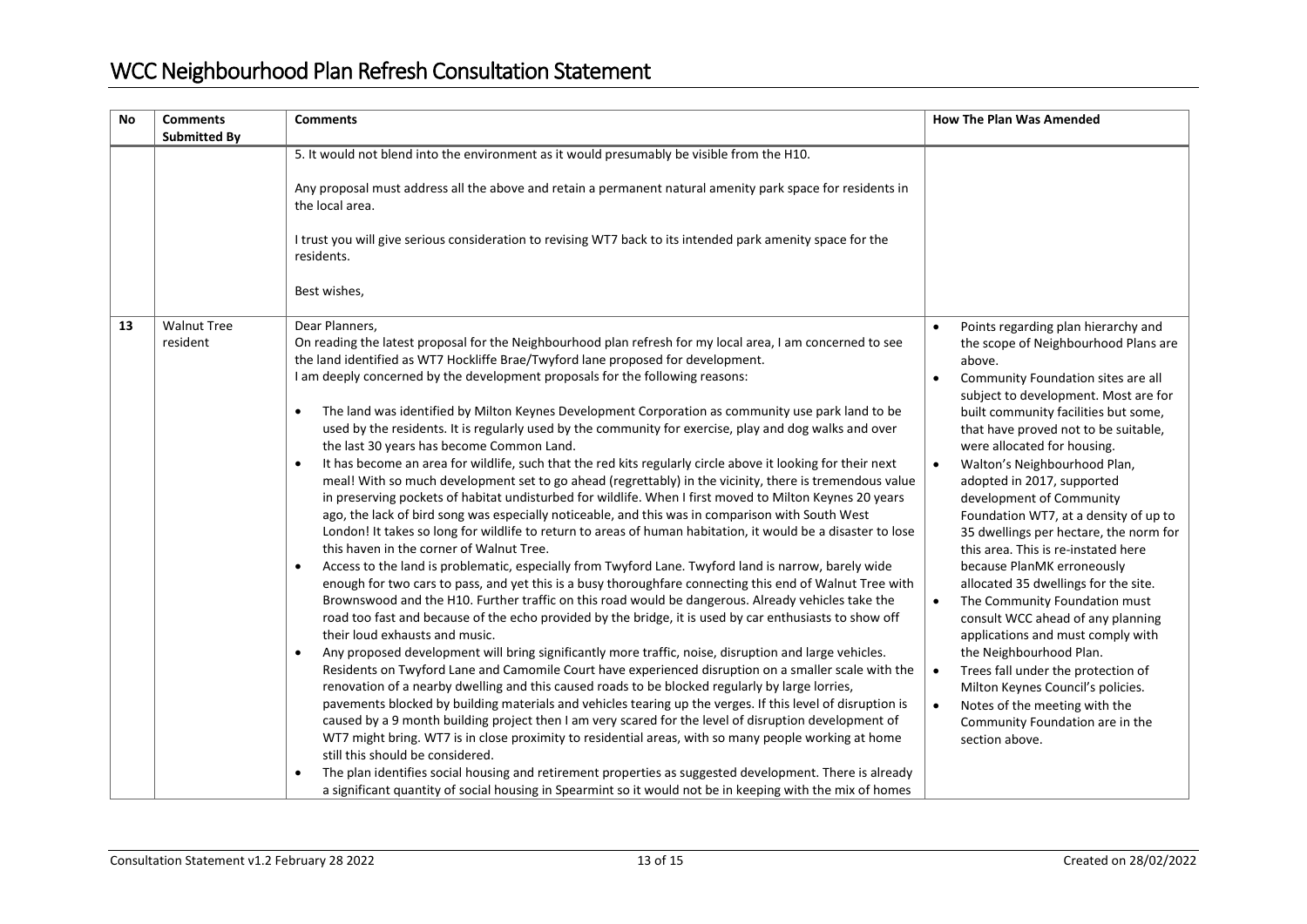| No | Comments Submitted By | Comments | How The Plan Was Amended |
|---|---|---|---|
| | | 5. It would not blend into the environment as it would presumably be visible from the H10.<br><br>Any proposal must address all the above and retain a permanent natural amenity park space for residents in the local area.<br><br>I trust you will give serious consideration to revising WT7 back to its intended park amenity space for the residents.<br><br>Best wishes, | |
| 13 | Walnut Tree resident | Dear Planners,<br>On reading the latest proposal for the Neighbourhood plan refresh for my local area, I am concerned to see the land identified as WT7 Hockliffe Brae/Twyford lane proposed for development.<br>I am deeply concerned by the development proposals for the following reasons:<br><br>• The land was identified by Milton Keynes Development Corporation as community use park land to be used by the residents. It is regularly used by the community for exercise, play and dog walks and over the last 30 years has become Common Land.<br>• It has become an area for wildlife, such that the red kits regularly circle above it looking for their next meal! With so much development set to go ahead (regrettably) in the vicinity, there is tremendous value in preserving pockets of habitat undisturbed for wildlife. When I first moved to Milton Keynes 20 years ago, the lack of bird song was especially noticeable, and this was in comparison with South West London! It takes so long for wildlife to return to areas of human habitation, it would be a disaster to lose this haven in the corner of Walnut Tree.<br>• Access to the land is problematic, especially from Twyford Lane. Twyford land is narrow, barely wide enough for two cars to pass, and yet this is a busy thoroughfare connecting this end of Walnut Tree with Brownswood and the H10. Further traffic on this road would be dangerous. Already vehicles take the road too fast and because of the echo provided by the bridge, it is used by car enthusiasts to show off their loud exhausts and music.<br>• Any proposed development will bring significantly more traffic, noise, disruption and large vehicles. Residents on Twyford Lane and Camomile Court have experienced disruption on a smaller scale with the renovation of a nearby dwelling and this caused roads to be blocked regularly by large lorries, pavements blocked by building materials and vehicles tearing up the verges. If this level of disruption is caused by a 9 month building project then I am very scared for the level of disruption development of WT7 might bring. WT7 is in close proximity to residential areas, with so many people working at home still this should be considered.<br>• The plan identifies social housing and retirement properties as suggested development. There is already a significant quantity of social housing in Spearmint so it would not be in keeping with the mix of homes | • Points regarding plan hierarchy and the scope of Neighbourhood Plans are above.<br>• Community Foundation sites are all subject to development. Most are for built community facilities but some, that have proved not to be suitable, were allocated for housing.<br>• Walton's Neighbourhood Plan, adopted in 2017, supported development of Community Foundation WT7, at a density of up to 35 dwellings per hectare, the norm for this area. This is re-instated here because PlanMK erroneously allocated 35 dwellings for the site.<br>• The Community Foundation must consult WCC ahead of any planning applications and must comply with the Neighbourhood Plan.<br>• Trees fall under the protection of Milton Keynes Council's policies.<br>• Notes of the meeting with the Community Foundation are in the section above. |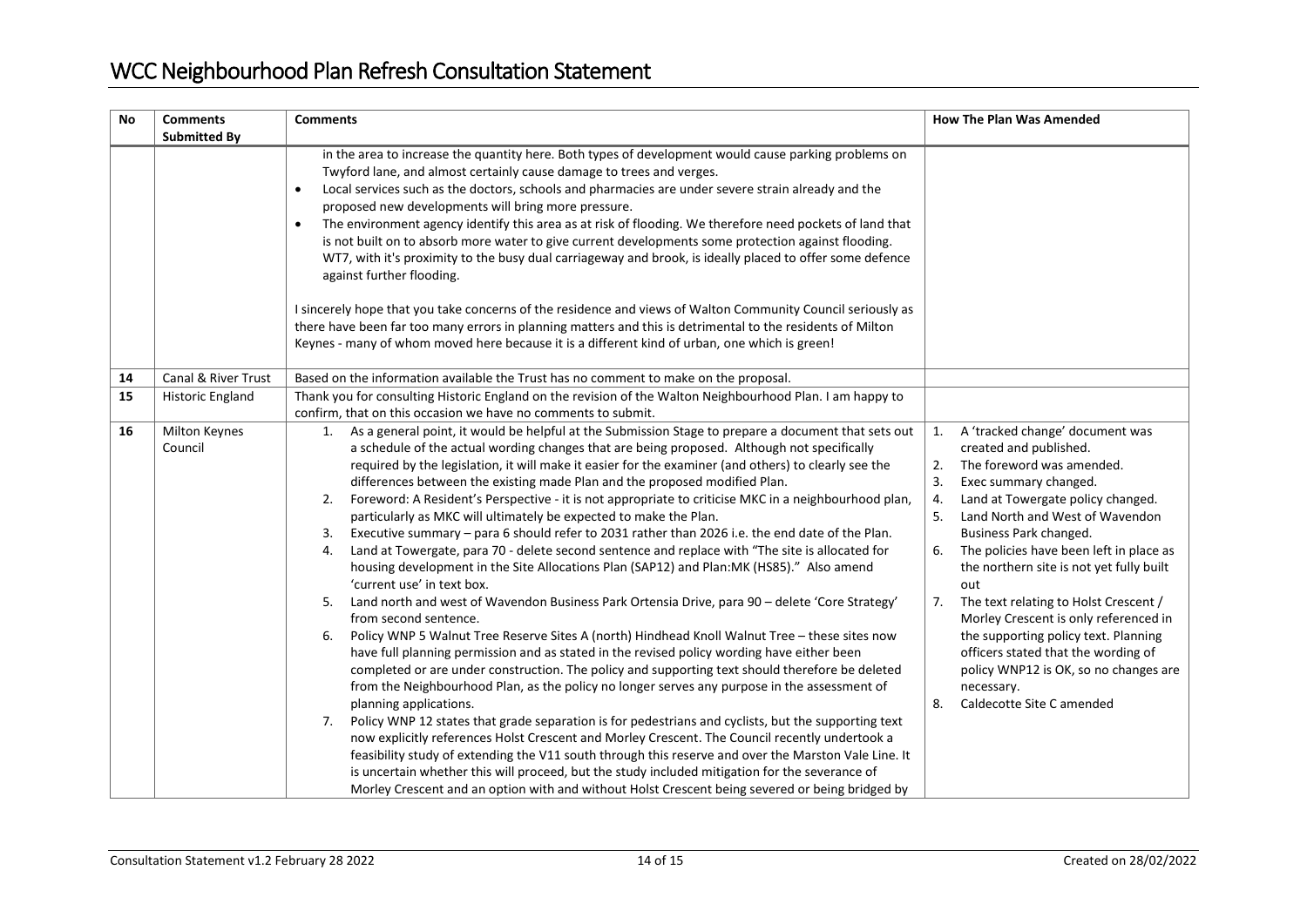| No | Comments Submitted By | Comments | How The Plan Was Amended |
|---|---|---|---|
| | | in the area to increase the quantity here. Both types of development would cause parking problems on Twyford lane, and almost certainly cause damage to trees and verges.<br>• Local services such as the doctors, schools and pharmacies are under severe strain already and the proposed new developments will bring more pressure.<br>• The environment agency identify this area as at risk of flooding. We therefore need pockets of land that is not built on to absorb more water to give current developments some protection against flooding. WT7, with it's proximity to the busy dual carriageway and brook, is ideally placed to offer some defence against further flooding.<br><br>I sincerely hope that you take concerns of the residence and views of Walton Community Council seriously as there have been far too many errors in planning matters and this is detrimental to the residents of Milton Keynes - many of whom moved here because it is a different kind of urban, one which is green! | |
| 14 | Canal & River Trust | Based on the information available the Trust has no comment to make on the proposal. | |
| 15 | Historic England | Thank you for consulting Historic England on the revision of the Walton Neighbourhood Plan. I am happy to confirm, that on this occasion we have no comments to submit. | |
| 16 | Milton Keynes Council | 1. As a general point, it would be helpful at the Submission Stage to prepare a document that sets out a schedule of the actual wording changes that are being proposed. Although not specifically required by the legislation, it will make it easier for the examiner (and others) to clearly see the differences between the existing made Plan and the proposed modified Plan.<br>2. Foreword: A Resident's Perspective - it is not appropriate to criticise MKC in a neighbourhood plan, particularly as MKC will ultimately be expected to make the Plan.<br>3. Executive summary – para 6 should refer to 2031 rather than 2026 i.e. the end date of the Plan.<br>4. Land at Towergate, para 70 - delete second sentence and replace with "The site is allocated for housing development in the Site Allocations Plan (SAP12) and Plan:MK (HS85)." Also amend 'current use' in text box.<br>5. Land north and west of Wavendon Business Park Ortensia Drive, para 90 – delete 'Core Strategy' from second sentence.<br>6. Policy WNP 5 Walnut Tree Reserve Sites A (north) Hindhead Knoll Walnut Tree – these sites now have full planning permission and as stated in the revised policy wording have either been completed or are under construction. The policy and supporting text should therefore be deleted from the Neighbourhood Plan, as the policy no longer serves any purpose in the assessment of planning applications.<br>7. Policy WNP 12 states that grade separation is for pedestrians and cyclists, but the supporting text now explicitly references Holst Crescent and Morley Crescent. The Council recently undertook a feasibility study of extending the V11 south through this reserve and over the Marston Vale Line. It is uncertain whether this will proceed, but the study included mitigation for the severance of Morley Crescent and an option with and without Holst Crescent being severed or being bridged by | 1. A 'tracked change' document was created and published.<br>2. The foreword was amended.<br>3. Exec summary changed.<br>4. Land at Towergate policy changed.<br>5. Land North and West of Wavendon Business Park changed.<br>6. The policies have been left in place as the northern site is not yet fully built out<br>7. The text relating to Holst Crescent / Morley Crescent is only referenced in the supporting policy text. Planning officers stated that the wording of policy WNP12 is OK, so no changes are necessary.<br>8. Caldecotte Site C amended |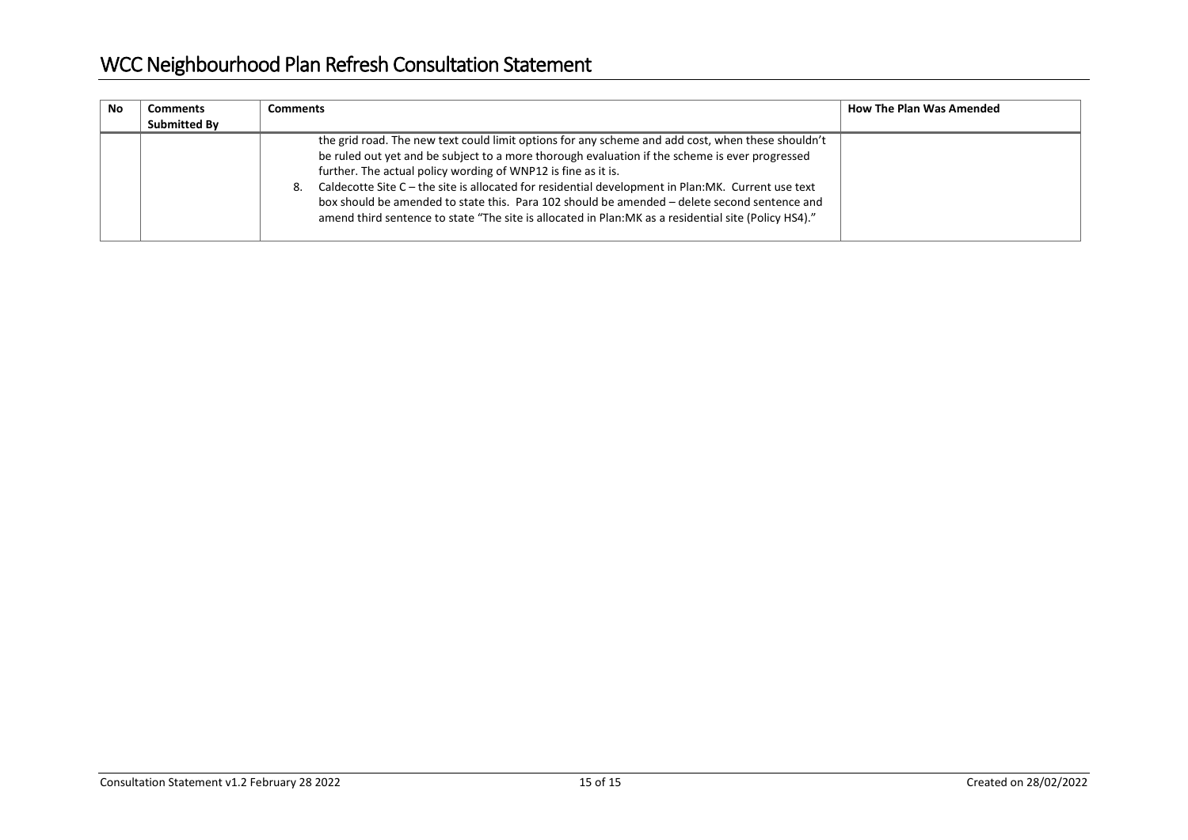| No | Comments Submitted By | Comments | How The Plan Was Amended |
|---|---|---|---|
| | | the grid road. The new text could limit options for any scheme and add cost, when these shouldn't be ruled out yet and be subject to a more thorough evaluation if the scheme is ever progressed further. The actual policy wording of WNP12 is fine as it is.<br>8. Caldecotte Site C – the site is allocated for residential development in Plan:MK. Current use text box should be amended to state this. Para 102 should be amended – delete second sentence and amend third sentence to state "The site is allocated in Plan:MK as a residential site (Policy HS4)." | |